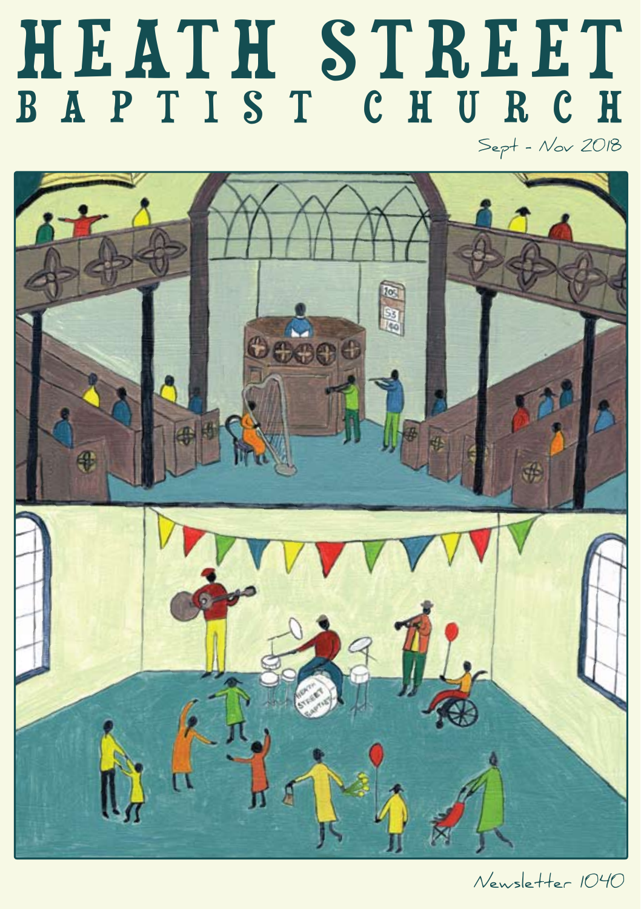# HEATH STREET
## BAPTIST CHURCH

Sept - Nov 2018

Newsletter 1040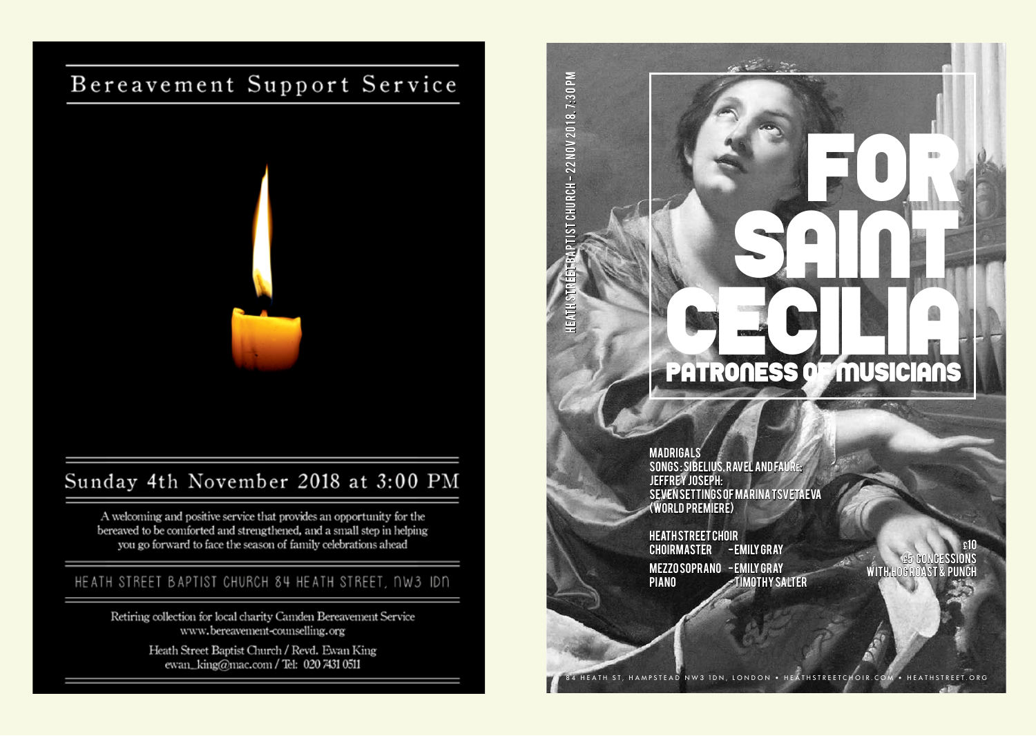# Bereavement Support Service

## Sunday 4th November 2018 at 3:00 PM

A welcoming and positive service that provides an opportunity for the bereaved to be comforted and strengthened, and a small step in helping you go forward to face the season of family celebrations ahead

HEATH STREET BAPTIST CHURCH 84 HEATH STREET, NW3 1DN

Retiring collection for local charity Camden Bereavement Service
www.bereavement-counselling.org

Heath Street Baptist Church / Revd. Ewan King
ewan_king@mac.com / Tel: 020 7431 0511

---

HEATH STREET BAPTIST CHURCH – 22 NOV 2018, 7:30 PM

# FOR SAINT CECILIA

## PATRONESS OF MUSICIANS

MADRIGALS
SONGS: SIBELIUS, RAVEL AND FAURE:
JEFFREY JOSEPH:
SEVEN SETTINGS OF MARINA TSVETAEVA
(WORLD PREMIERE)

HEATH STREET CHOIR
CHOIRMASTER – EMILY GRAY
MEZZO SOPRANO – EMILY GRAY
PIANO – TIMOTHY SALTER

£10
£5 CONCESSIONS
WITH HOG ROAST & PUNCH

84 HEATH ST, HAMPSTEAD NW3 1DN, LONDON • HEATHSTREETCHOIR.COM • HEATHSTREET.ORG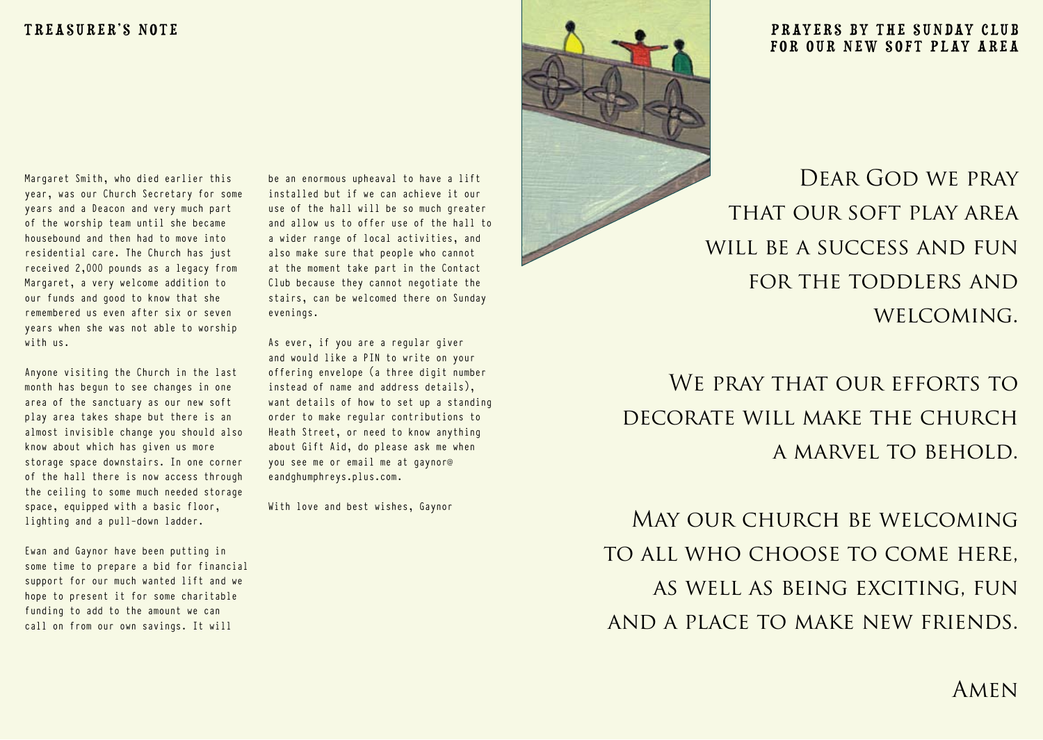## TREASURER'S NOTE

Margaret Smith, who died earlier this year, was our Church Secretary for some years and a Deacon and very much part of the worship team until she became housebound and then had to move into residential care. The Church has just received 2,000 pounds as a legacy from Margaret, a very welcome addition to our funds and good to know that she remembered us even after six or seven years when she was not able to worship with us.

Anyone visiting the Church in the last month has begun to see changes in one area of the sanctuary as our new soft play area takes shape but there is an almost invisible change you should also know about which has given us more storage space downstairs. In one corner of the hall there is now access through the ceiling to some much needed storage space, equipped with a basic floor, lighting and a pull-down ladder.

Ewan and Gaynor have been putting in some time to prepare a bid for financial support for our much wanted lift and we hope to present it for some charitable funding to add to the amount we can call on from our own savings. It will be an enormous upheaval to have a lift installed but if we can achieve it our use of the hall will be so much greater and allow us to offer use of the hall to a wider range of local activities, and also make sure that people who cannot at the moment take part in the Contact Club because they cannot negotiate the stairs, can be welcomed there on Sunday evenings.

As ever, if you are a regular giver and would like a PIN to write on your offering envelope (a three digit number instead of name and address details), want details of how to set up a standing order to make regular contributions to Heath Street, or need to know anything about Gift Aid, do please ask me when you see me or email me at gaynor@eandghumphreys.plus.com.

With love and best wishes, Gaynor

## PRAYERS BY THE SUNDAY CLUB FOR OUR NEW SOFT PLAY AREA

Dear God we pray that our soft play area will be a success and fun for the toddlers and welcoming.

We pray that our efforts to decorate will make the church a marvel to behold.

May our church be welcoming to all who choose to come here, as well as being exciting, fun and a place to make new friends.

Amen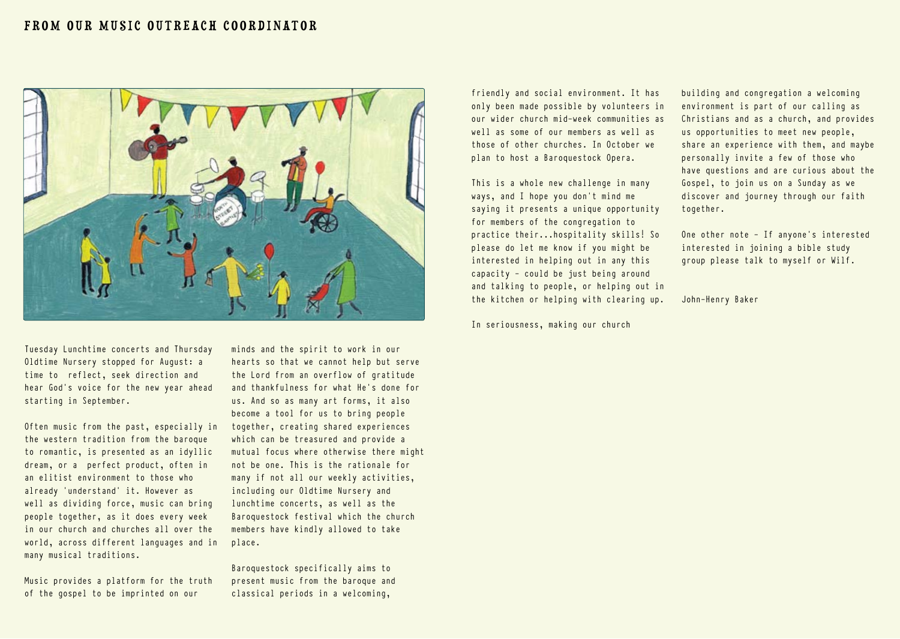## FROM OUR MUSIC OUTREACH COORDINATOR

Tuesday Lunchtime concerts and Thursday Oldtime Nursery stopped for August: a time to reflect, seek direction and hear God's voice for the new year ahead starting in September.

Often music from the past, especially in the western tradition from the baroque to romantic, is presented as an idyllic dream, or a perfect product, often in an elitist environment to those who already 'understand' it. However as well as dividing force, music can bring people together, as it does every week in our church and churches all over the world, across different languages and in many musical traditions.

Music provides a platform for the truth of the gospel to be imprinted on our minds and the spirit to work in our hearts so that we cannot help but serve the Lord from an overflow of gratitude and thankfulness for what He's done for us. And so as many art forms, it also become a tool for us to bring people together, creating shared experiences which can be treasured and provide a mutual focus where otherwise there might not be one. This is the rationale for many if not all our weekly activities, including our Oldtime Nursery and lunchtime concerts, as well as the Baroquestock festival which the church members have kindly allowed to take place.

Baroquestock specifically aims to present music from the baroque and classical periods in a welcoming, friendly and social environment. It has only been made possible by volunteers in our wider church mid-week communities as well as some of our members as well as those of other churches. In October we plan to host a Baroquestock Opera.

This is a whole new challenge in many ways, and I hope you don't mind me saying it presents a unique opportunity for members of the congregation to practice their...hospitality skills! So please do let me know if you might be interested in helping out in any this capacity - could be just being around and talking to people, or helping out in the kitchen or helping with clearing up.

In seriousness, making our church building and congregation a welcoming environment is part of our calling as Christians and as a church, and provides us opportunities to meet new people, share an experience with them, and maybe personally invite a few of those who have questions and are curious about the Gospel, to join us on a Sunday as we discover and journey through our faith together.

One other note - If anyone's interested interested in joining a bible study group please talk to myself or Wilf.

John-Henry Baker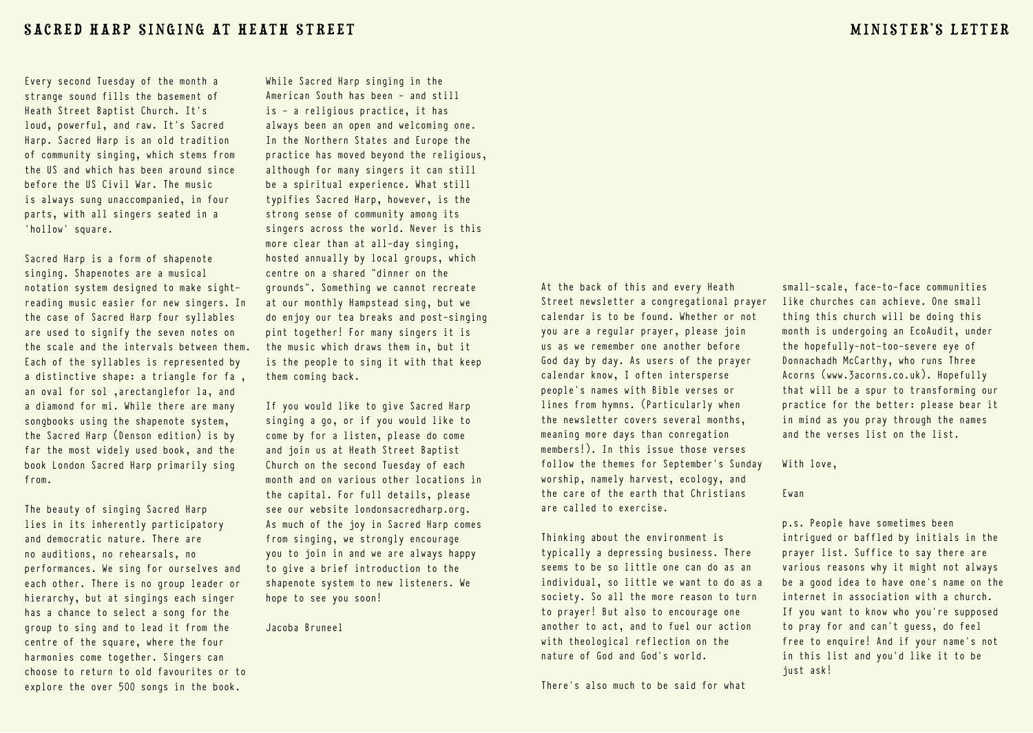## Sacred Harp Singing at Heath Street

Every second Tuesday of the month a strange sound fills the basement of Heath Street Baptist Church. It's loud, powerful, and raw. It's Sacred Harp. Sacred Harp is an old tradition of community singing, which stems from the US and which has been around since before the US Civil War. The music is always sung unaccompanied, in four parts, with all singers seated in a 'hollow' square.

Sacred Harp is a form of shapenote singing. Shapenotes are a musical notation system designed to make sight-reading music easier for new singers. In the case of Sacred Harp four syllables are used to signify the seven notes on the scale and the intervals between them. Each of the syllables is represented by a distinctive shape: a triangle for fa , an oval for sol ,arectanglefor la, and a diamond for mi. While there are many songbooks using the shapenote system, the Sacred Harp (Denson edition) is by far the most widely used book, and the book London Sacred Harp primarily sing from.

The beauty of singing Sacred Harp lies in its inherently participatory and democratic nature. There are no auditions, no rehearsals, no performances. We sing for ourselves and each other. There is no group leader or hierarchy, but at singings each singer has a chance to select a song for the group to sing and to lead it from the centre of the square, where the four harmonies come together. Singers can choose to return to old favourites or to explore the over 500 songs in the book.

While Sacred Harp singing in the American South has been – and still is – a religious practice, it has always been an open and welcoming one. In the Northern States and Europe the practice has moved beyond the religious, although for many singers it can still be a spiritual experience. What still typifies Sacred Harp, however, is the strong sense of community among its singers across the world. Never is this more clear than at all-day singing, hosted annually by local groups, which centre on a shared "dinner on the grounds". Something we cannot recreate at our monthly Hampstead sing, but we do enjoy our tea breaks and post-singing pint together! For many singers it is the music which draws them in, but it is the people to sing it with that keep them coming back.

If you would like to give Sacred Harp singing a go, or if you would like to come by for a listen, please do come and join us at Heath Street Baptist Church on the second Tuesday of each month and on various other locations in the capital. For full details, please see our website londonsacredharp.org. As much of the joy in Sacred Harp comes from singing, we strongly encourage you to join in and we are always happy to give a brief introduction to the shapenote system to new listeners. We hope to see you soon!

Jacoba Bruneel

## Minister's Letter

At the back of this and every Heath Street newsletter a congregational prayer calendar is to be found. Whether or not you are a regular prayer, please join us as we remember one another before God day by day. As users of the prayer calendar know, I often intersperse people's names with Bible verses or lines from hymns. (Particularly when the newsletter covers several months, meaning more days than conregation members!). In this issue those verses follow the themes for September's Sunday worship, namely harvest, ecology, and the care of the earth that Christians are called to exercise.

Thinking about the environment is typically a depressing business. There seems to be so little one can do as an individual, so little we want to do as a society. So all the more reason to turn to prayer! But also to encourage one another to act, and to fuel our action with theological reflection on the nature of God and God's world.

There's also much to be said for what small-scale, face-to-face communities like churches can achieve. One small thing this church will be doing this month is undergoing an EcoAudit, under the hopefully-not-too-severe eye of Donnachadh McCarthy, who runs Three Acorns (www.3acorns.co.uk). Hopefully that will be a spur to transforming our practice for the better: please bear it in mind as you pray through the names and the verses list on the list.

With love,

Ewan

p.s. People have sometimes been intrigued or baffled by initials in the prayer list. Suffice to say there are various reasons why it might not always be a good idea to have one's name on the internet in association with a church. If you want to know who you're supposed to pray for and can't guess, do feel free to enquire! And if your name's not in this list and you'd like it to be just ask!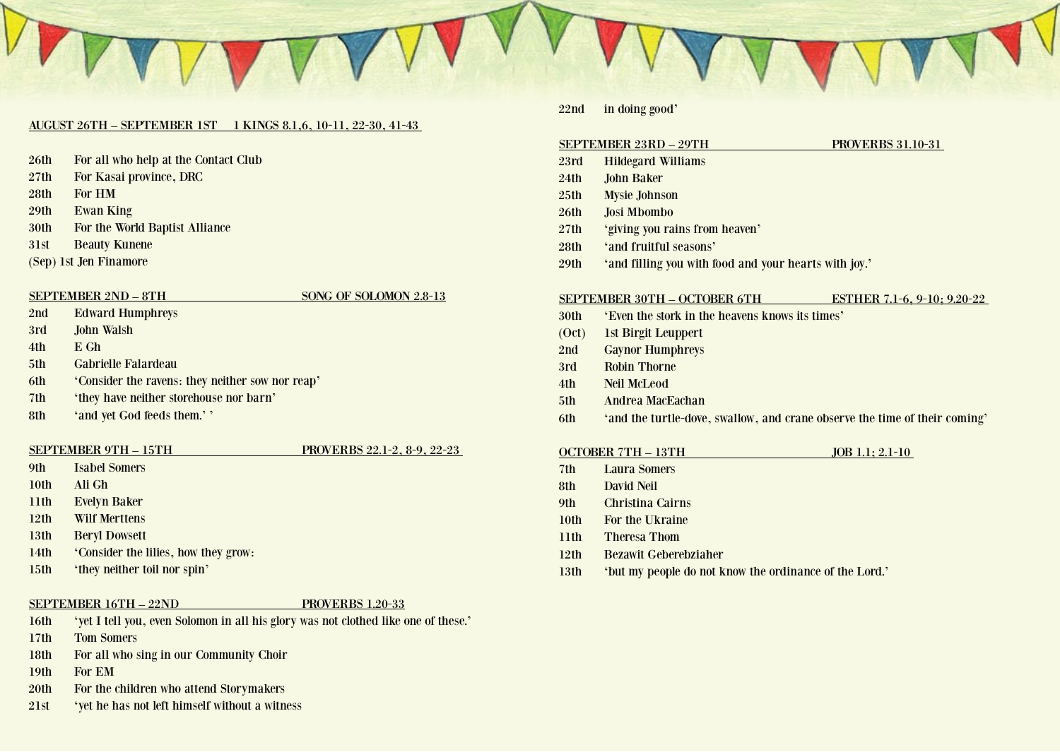**AUGUST 26TH – SEPTEMBER 1ST 1 KINGS 8.1,6, 10-11, 22-30, 41-43**

26th For all who help at the Contact Club
27th For Kasai province, DRC
28th For HM
29th Ewan King
30th For the World Baptist Alliance
31st Beauty Kunene
(Sep) 1st Jen Finamore

**SEPTEMBER 2ND – 8TH SONG OF SOLOMON 2.8-13**

2nd Edward Humphreys
3rd John Walsh
4th E Gh
5th Gabrielle Falardeau
6th 'Consider the ravens: they neither sow nor reap'
7th 'they have neither storehouse nor barn'
8th 'and yet God feeds them.' '

**SEPTEMBER 9TH – 15TH PROVERBS 22.1-2, 8-9, 22-23**

9th Isabel Somers
10th Ali Gh
11th Evelyn Baker
12th Wilf Merttens
13th Beryl Dowsett
14th 'Consider the lilies, how they grow:
15th 'they neither toil nor spin'

**SEPTEMBER 16TH – 22ND PROVERBS 1.20-33**

16th 'yet I tell you, even Solomon in all his glory was not clothed like one of these.'
17th Tom Somers
18th For all who sing in our Community Choir
19th For EM
20th For the children who attend Storymakers
21st 'yet he has not left himself without a witness
22nd in doing good'

**SEPTEMBER 23RD – 29TH PROVERBS 31.10-31**

23rd Hildegard Williams
24th John Baker
25th Mysie Johnson
26th Josi Mbombo
27th 'giving you rains from heaven'
28th 'and fruitful seasons'
29th 'and filling you with food and your hearts with joy.'

**SEPTEMBER 30TH – OCTOBER 6TH ESTHER 7.1-6, 9-10; 9.20-22**

30th 'Even the stork in the heavens knows its times'
(Oct) 1st Birgit Leuppert
2nd Gaynor Humphreys
3rd Robin Thorne
4th Neil McLeod
5th Andrea MacEachan
6th 'and the turtle-dove, swallow, and crane observe the time of their coming'

**OCTOBER 7TH – 13TH JOB 1.1; 2.1-10**

7th Laura Somers
8th David Neil
9th Christina Cairns
10th For the Ukraine
11th Theresa Thom
12th Bezawit Geberebziaher
13th 'but my people do not know the ordinance of the Lord.'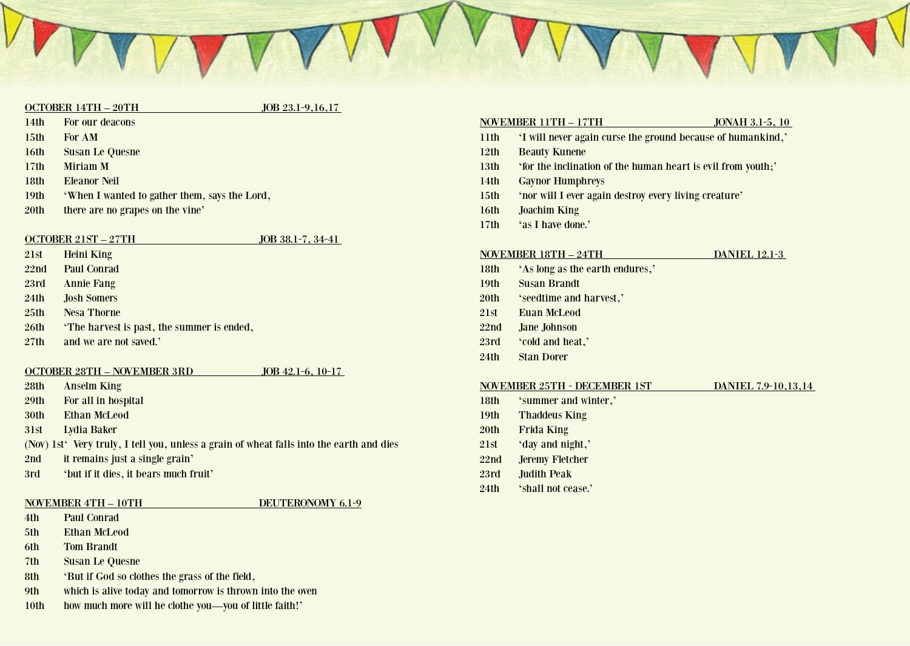OCTOBER 14TH – 20TH JOB 23.1-9,16,17

14th For our deacons
15th For AM
16th Susan Le Quesne
17th Miriam M
18th Eleanor Neil
19th 'When I wanted to gather them, says the Lord,
20th there are no grapes on the vine'

OCTOBER 21ST – 27TH JOB 38.1-7, 34-41

21st Heini King
22nd Paul Conrad
23rd Annie Fang
24th Josh Somers
25th Nesa Thorne
26th 'The harvest is past, the summer is ended,
27th and we are not saved.'

OCTOBER 28TH – NOVEMBER 3RD JOB 42.1-6, 10-17

28th Anselm King
29th For all in hospital
30th Ethan McLeod
31st Lydia Baker
(Nov) 1st 'Very truly, I tell you, unless a grain of wheat falls into the earth and dies
2nd it remains just a single grain'
3rd 'but if it dies, it bears much fruit'

NOVEMBER 4TH – 10TH DEUTERONOMY 6.1-9

4th Paul Conrad
5th Ethan McLeod
6th Tom Brandt
7th Susan Le Quesne
8th 'But if God so clothes the grass of the field,
9th which is alive today and tomorrow is thrown into the oven
10th how much more will he clothe you—you of little faith!'

NOVEMBER 11TH – 17TH JONAH 3.1-5, 10

11th 'I will never again curse the ground because of humankind,'
12th Beauty Kunene
13th 'for the inclination of the human heart is evil from youth;'
14th Gaynor Humphreys
15th 'nor will I ever again destroy every living creature'
16th Joachim King
17th 'as I have done.'

NOVEMBER 18TH – 24TH DANIEL 12.1-3

18th 'As long as the earth endures,'
19th Susan Brandt
20th 'seedtime and harvest,'
21st Euan McLeod
22nd Jane Johnson
23rd 'cold and heat,'
24th Stan Dorer

NOVEMBER 25TH - DECEMBER 1ST DANIEL 7.9-10,13,14

18th 'summer and winter,'
19th Thaddeus King
20th Frida King
21st 'day and night,'
22nd Jeremy Fletcher
23rd Judith Peak
24th 'shall not cease.'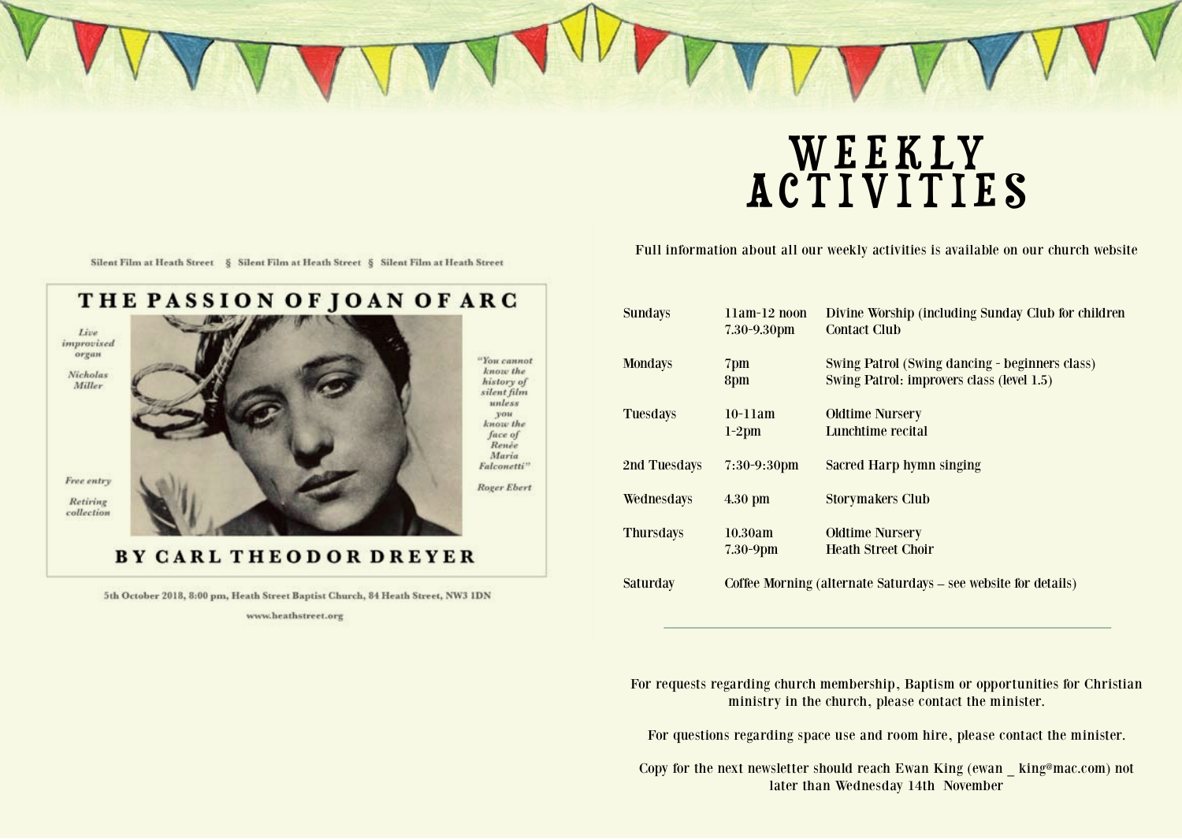Silent Film at Heath Street § Silent Film at Heath Street § Silent Film at Heath Street

## THE PASSION OF JOAN OF ARC

*Live improvised organ*

*Nicholas Miller*

*"You cannot know the history of silent film unless you know the face of Renée Maria Falconetti"*

*Roger Ebert*

*Free entry*

*Retiring collection*

## BY CARL THEODOR DREYER

5th October 2018, 8:00 pm, Heath Street Baptist Church, 84 Heath Street, NW3 1DN

www.heathstreet.org

# WEEKLY ACTIVITIES

Full information about all our weekly activities is available on our church website

| | | |
|---|---|---|
| Sundays | 11am-12 noon<br>7.30-9.30pm | Divine Worship (including Sunday Club for children<br>Contact Club |
| Mondays | 7pm<br>8pm | Swing Patrol (Swing dancing - beginners class)<br>Swing Patrol: improvers class (level 1.5) |
| Tuesdays | 10-11am<br>1-2pm | Oldtime Nursery<br>Lunchtime recital |
| 2nd Tuesdays | 7:30-9:30pm | Sacred Harp hymn singing |
| Wednesdays | 4.30 pm | Storymakers Club |
| Thursdays | 10.30am<br>7.30-9pm | Oldtime Nursery<br>Heath Street Choir |
| Saturday | Coffee Morning (alternate Saturdays – see website for details) | |

---

For requests regarding church membership, Baptism or opportunities for Christian ministry in the church, please contact the minister.

For questions regarding space use and room hire, please contact the minister.

Copy for the next newsletter should reach Ewan King (ewan _ king@mac.com) not later than Wednesday 14th November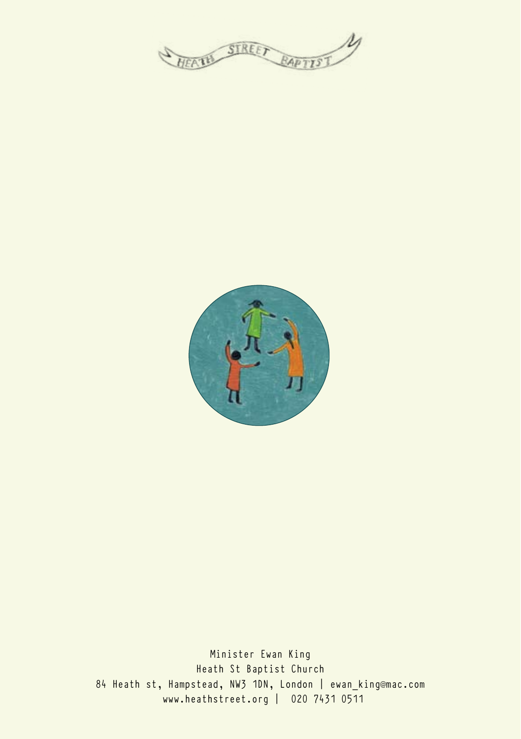HEATH STREET BAPTIST

Minister Ewan King
Heath St Baptist Church
84 Heath st, Hampstead, NW3 1DN, London | ewan_king@mac.com
www.heathstreet.org | 020 7431 0511